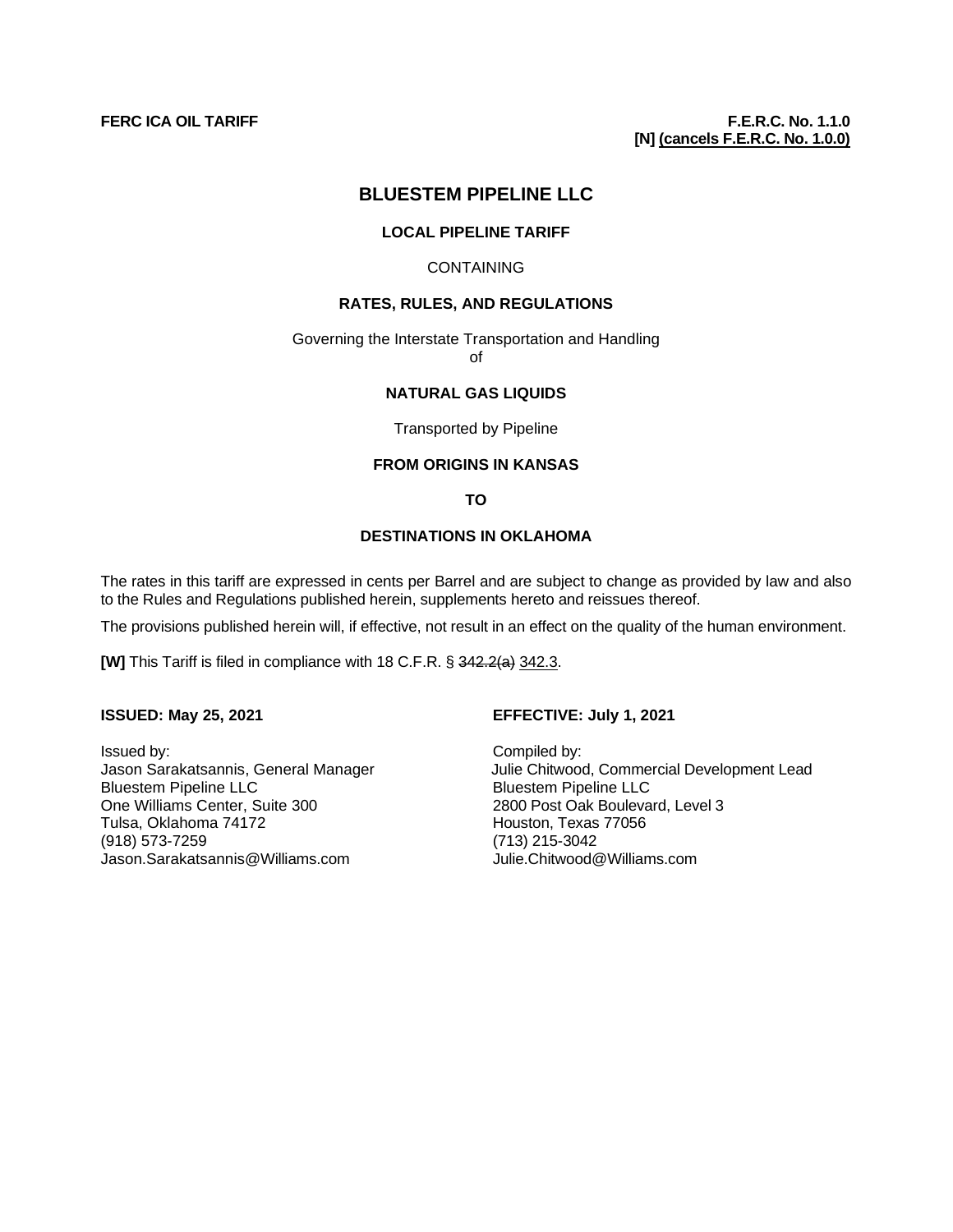**FERC ICA OIL TARIFF**

**F.E.R.C. No. 1.1.0**
**[N] (cancels F.E.R.C. No. 1.0.0)**

# BLUESTEM PIPELINE LLC

**LOCAL PIPELINE TARIFF**

CONTAINING

**RATES, RULES, AND REGULATIONS**

Governing the Interstate Transportation and Handling
of

**NATURAL GAS LIQUIDS**

Transported by Pipeline

**FROM ORIGINS IN KANSAS**

**TO**

**DESTINATIONS IN OKLAHOMA**

The rates in this tariff are expressed in cents per Barrel and are subject to change as provided by law and also to the Rules and Regulations published herein, supplements hereto and reissues thereof.

The provisions published herein will, if effective, not result in an effect on the quality of the human environment.

**[W]** This Tariff is filed in compliance with 18 C.F.R. § ~~342.2(a)~~ 342.3.

**ISSUED: May 25, 2021**

**EFFECTIVE: July 1, 2021**

Issued by:
Jason Sarakatsannis, General Manager
Bluestem Pipeline LLC
One Williams Center, Suite 300
Tulsa, Oklahoma 74172
(918) 573-7259
Jason.Sarakatsannis@Williams.com

Compiled by:
Julie Chitwood, Commercial Development Lead
Bluestem Pipeline LLC
2800 Post Oak Boulevard, Level 3
Houston, Texas 77056
(713) 215-3042
Julie.Chitwood@Williams.com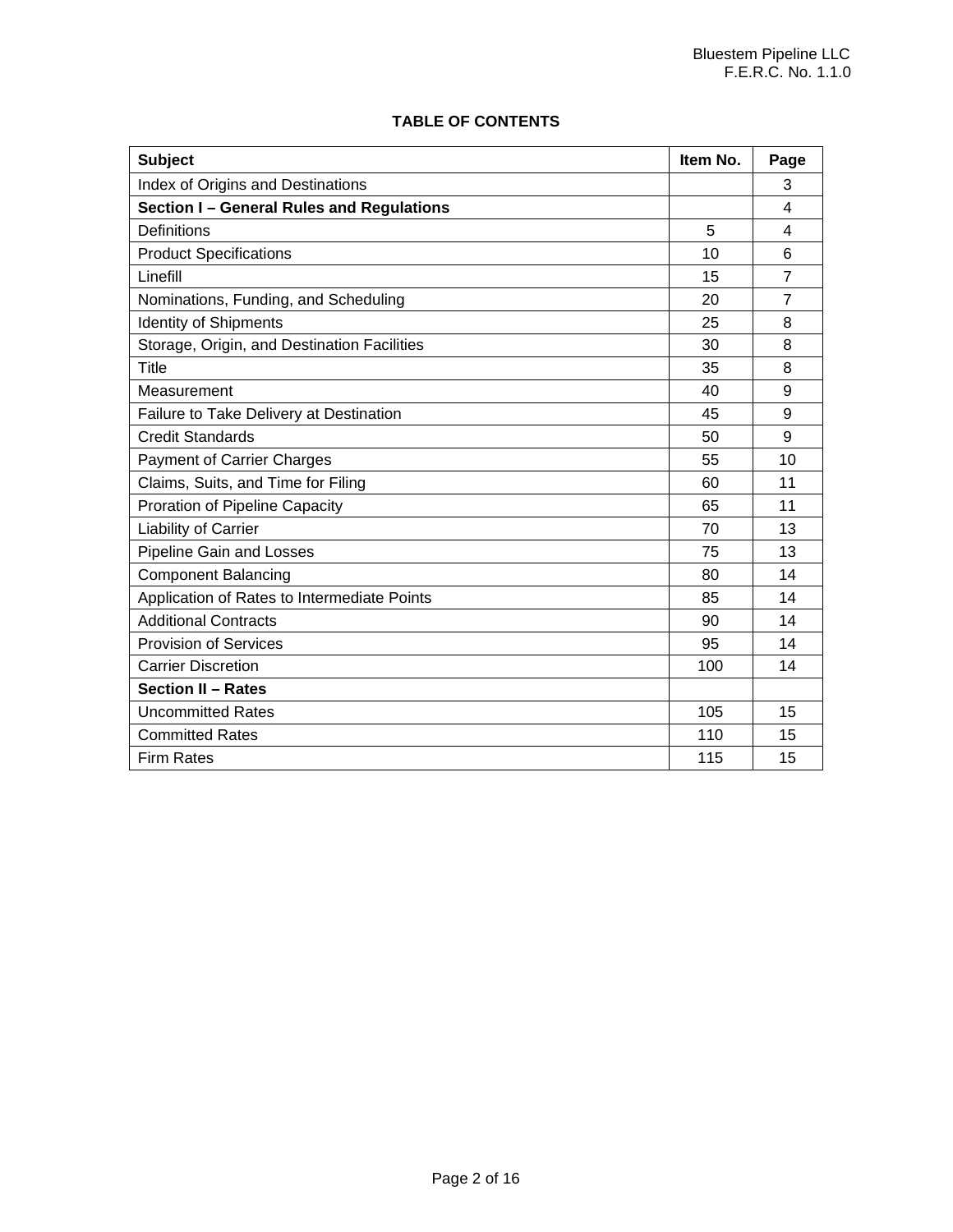**TABLE OF CONTENTS**

| Subject | Item No. | Page |
|---|---|---|
| Index of Origins and Destinations | | 3 |
| **Section I – General Rules and Regulations** | | 4 |
| Definitions | 5 | 4 |
| Product Specifications | 10 | 6 |
| Linefill | 15 | 7 |
| Nominations, Funding, and Scheduling | 20 | 7 |
| Identity of Shipments | 25 | 8 |
| Storage, Origin, and Destination Facilities | 30 | 8 |
| Title | 35 | 8 |
| Measurement | 40 | 9 |
| Failure to Take Delivery at Destination | 45 | 9 |
| Credit Standards | 50 | 9 |
| Payment of Carrier Charges | 55 | 10 |
| Claims, Suits, and Time for Filing | 60 | 11 |
| Proration of Pipeline Capacity | 65 | 11 |
| Liability of Carrier | 70 | 13 |
| Pipeline Gain and Losses | 75 | 13 |
| Component Balancing | 80 | 14 |
| Application of Rates to Intermediate Points | 85 | 14 |
| Additional Contracts | 90 | 14 |
| Provision of Services | 95 | 14 |
| Carrier Discretion | 100 | 14 |
| **Section II – Rates** | | |
| Uncommitted Rates | 105 | 15 |
| Committed Rates | 110 | 15 |
| Firm Rates | 115 | 15 |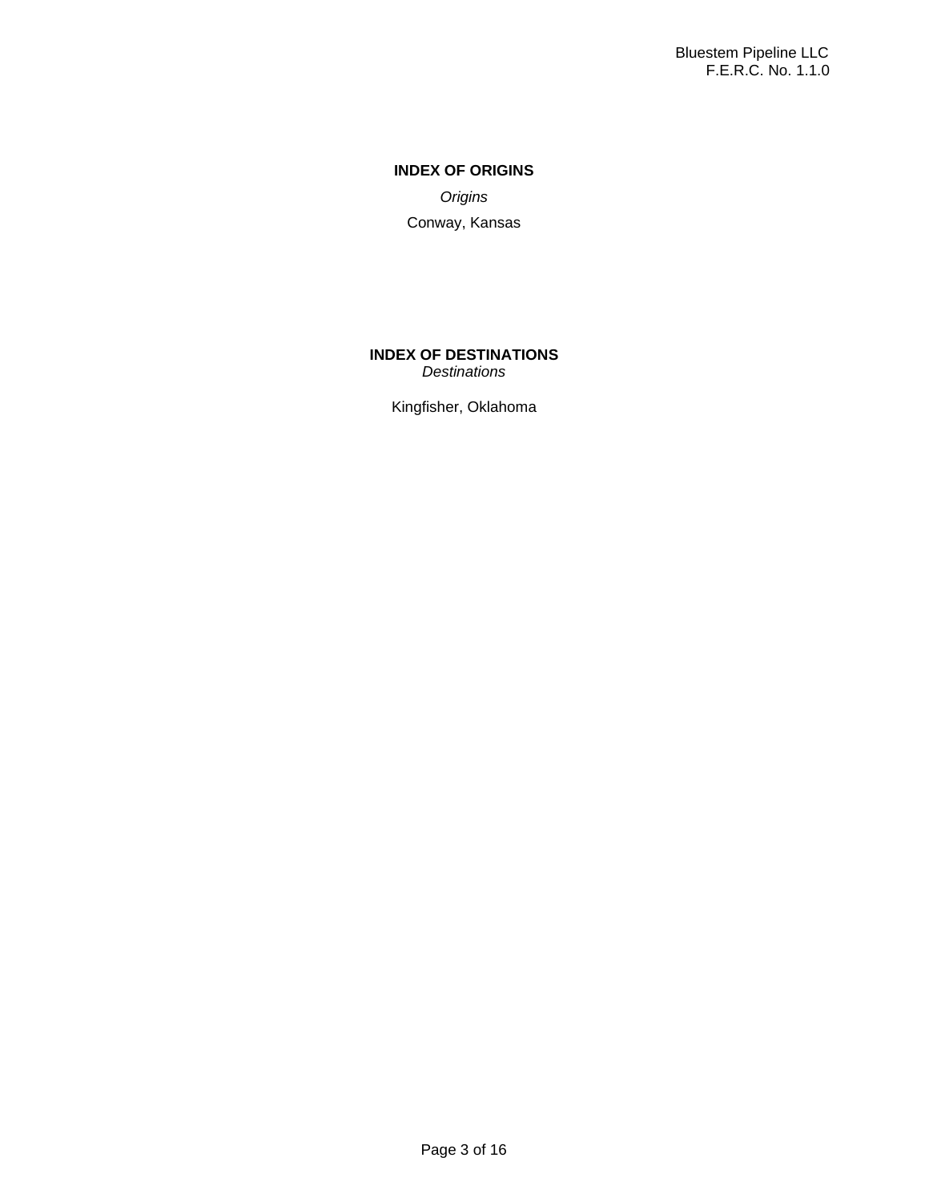**INDEX OF ORIGINS**

*Origins*

Conway, Kansas

**INDEX OF DESTINATIONS**

*Destinations*

Kingfisher, Oklahoma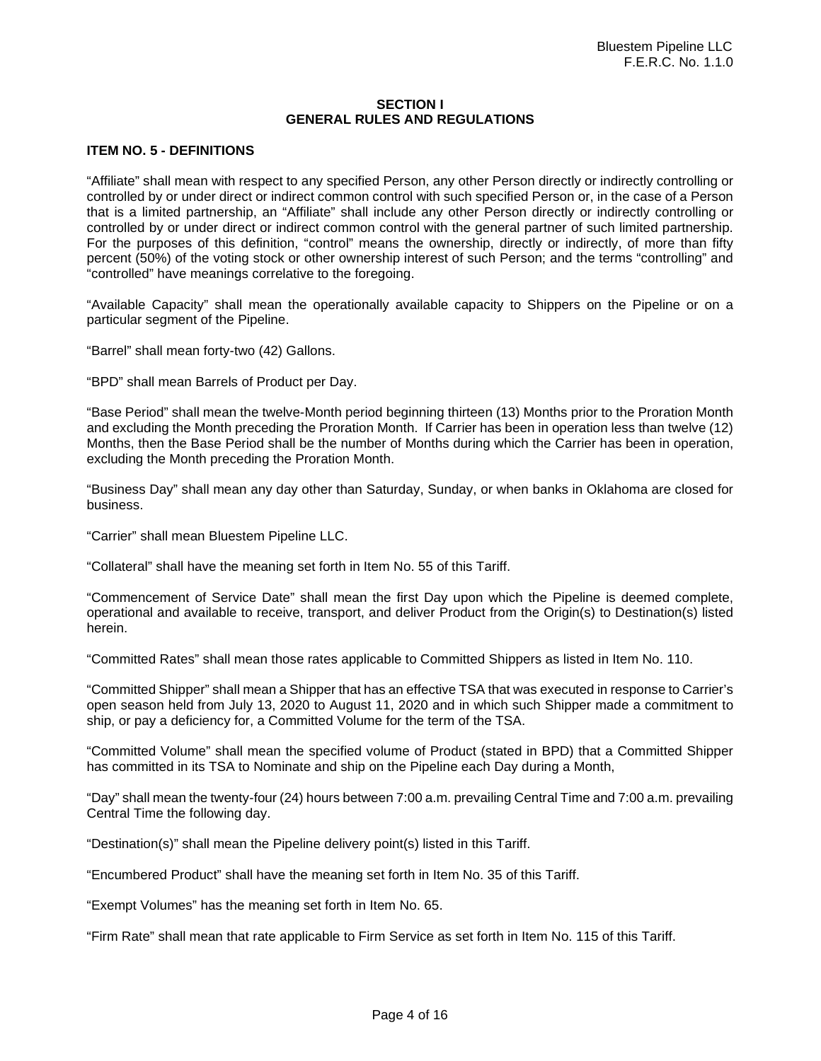## SECTION I
## GENERAL RULES AND REGULATIONS

### ITEM NO. 5 - DEFINITIONS

"Affiliate" shall mean with respect to any specified Person, any other Person directly or indirectly controlling or controlled by or under direct or indirect common control with such specified Person or, in the case of a Person that is a limited partnership, an "Affiliate" shall include any other Person directly or indirectly controlling or controlled by or under direct or indirect common control with the general partner of such limited partnership. For the purposes of this definition, "control" means the ownership, directly or indirectly, of more than fifty percent (50%) of the voting stock or other ownership interest of such Person; and the terms "controlling" and "controlled" have meanings correlative to the foregoing.

"Available Capacity" shall mean the operationally available capacity to Shippers on the Pipeline or on a particular segment of the Pipeline.

"Barrel" shall mean forty-two (42) Gallons.

"BPD" shall mean Barrels of Product per Day.

"Base Period" shall mean the twelve-Month period beginning thirteen (13) Months prior to the Proration Month and excluding the Month preceding the Proration Month. If Carrier has been in operation less than twelve (12) Months, then the Base Period shall be the number of Months during which the Carrier has been in operation, excluding the Month preceding the Proration Month.

"Business Day" shall mean any day other than Saturday, Sunday, or when banks in Oklahoma are closed for business.

"Carrier" shall mean Bluestem Pipeline LLC.

"Collateral" shall have the meaning set forth in Item No. 55 of this Tariff.

"Commencement of Service Date" shall mean the first Day upon which the Pipeline is deemed complete, operational and available to receive, transport, and deliver Product from the Origin(s) to Destination(s) listed herein.

"Committed Rates" shall mean those rates applicable to Committed Shippers as listed in Item No. 110.

"Committed Shipper" shall mean a Shipper that has an effective TSA that was executed in response to Carrier's open season held from July 13, 2020 to August 11, 2020 and in which such Shipper made a commitment to ship, or pay a deficiency for, a Committed Volume for the term of the TSA.

"Committed Volume" shall mean the specified volume of Product (stated in BPD) that a Committed Shipper has committed in its TSA to Nominate and ship on the Pipeline each Day during a Month,

"Day" shall mean the twenty-four (24) hours between 7:00 a.m. prevailing Central Time and 7:00 a.m. prevailing Central Time the following day.

"Destination(s)" shall mean the Pipeline delivery point(s) listed in this Tariff.

"Encumbered Product" shall have the meaning set forth in Item No. 35 of this Tariff.

"Exempt Volumes" has the meaning set forth in Item No. 65.

"Firm Rate" shall mean that rate applicable to Firm Service as set forth in Item No. 115 of this Tariff.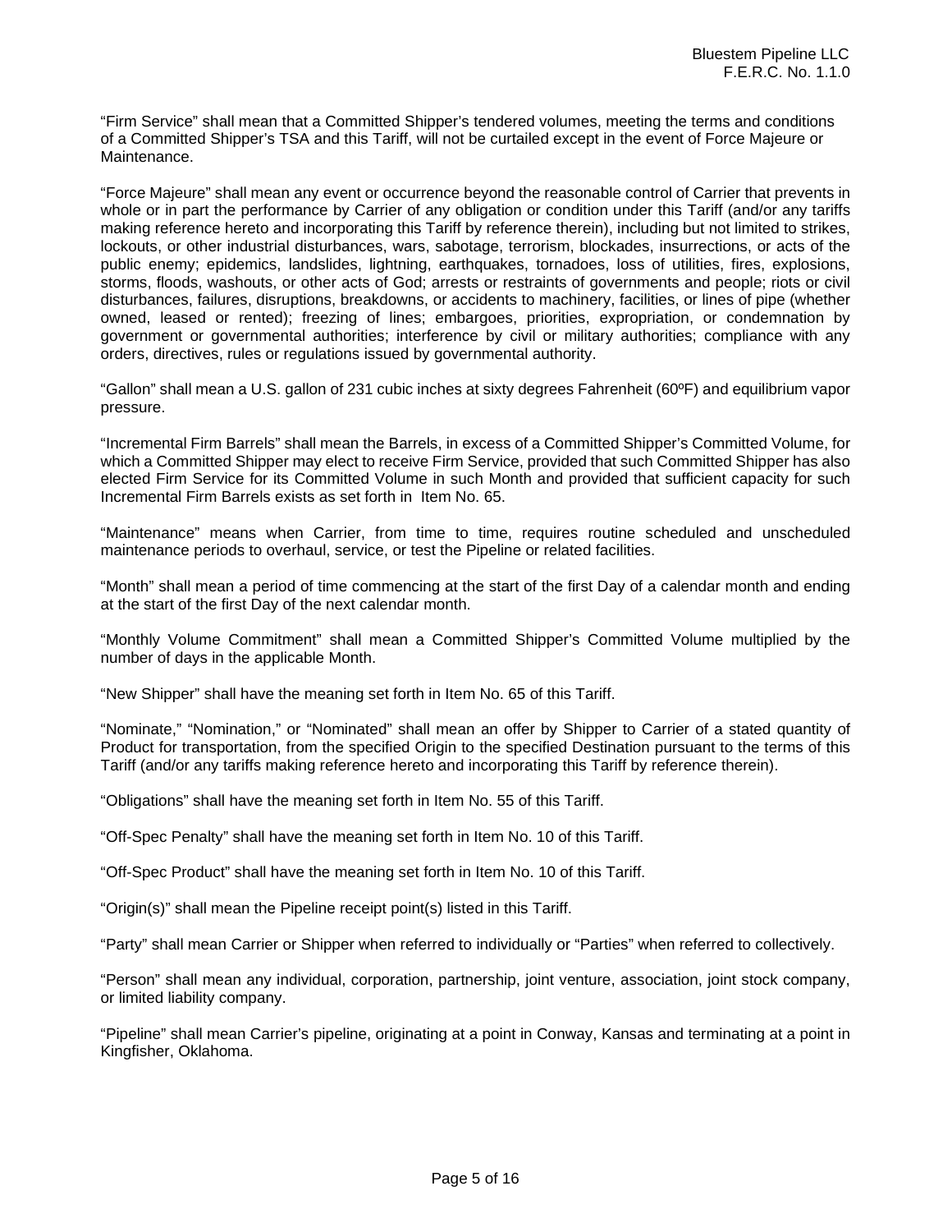"Firm Service" shall mean that a Committed Shipper's tendered volumes, meeting the terms and conditions of a Committed Shipper's TSA and this Tariff, will not be curtailed except in the event of Force Majeure or Maintenance.

"Force Majeure" shall mean any event or occurrence beyond the reasonable control of Carrier that prevents in whole or in part the performance by Carrier of any obligation or condition under this Tariff (and/or any tariffs making reference hereto and incorporating this Tariff by reference therein), including but not limited to strikes, lockouts, or other industrial disturbances, wars, sabotage, terrorism, blockades, insurrections, or acts of the public enemy; epidemics, landslides, lightning, earthquakes, tornadoes, loss of utilities, fires, explosions, storms, floods, washouts, or other acts of God; arrests or restraints of governments and people; riots or civil disturbances, failures, disruptions, breakdowns, or accidents to machinery, facilities, or lines of pipe (whether owned, leased or rented); freezing of lines; embargoes, priorities, expropriation, or condemnation by government or governmental authorities; interference by civil or military authorities; compliance with any orders, directives, rules or regulations issued by governmental authority.

"Gallon" shall mean a U.S. gallon of 231 cubic inches at sixty degrees Fahrenheit (60ºF) and equilibrium vapor pressure.

"Incremental Firm Barrels" shall mean the Barrels, in excess of a Committed Shipper's Committed Volume, for which a Committed Shipper may elect to receive Firm Service, provided that such Committed Shipper has also elected Firm Service for its Committed Volume in such Month and provided that sufficient capacity for such Incremental Firm Barrels exists as set forth in Item No. 65.

"Maintenance" means when Carrier, from time to time, requires routine scheduled and unscheduled maintenance periods to overhaul, service, or test the Pipeline or related facilities.

"Month" shall mean a period of time commencing at the start of the first Day of a calendar month and ending at the start of the first Day of the next calendar month.

"Monthly Volume Commitment" shall mean a Committed Shipper's Committed Volume multiplied by the number of days in the applicable Month.

"New Shipper" shall have the meaning set forth in Item No. 65 of this Tariff.

"Nominate," "Nomination," or "Nominated" shall mean an offer by Shipper to Carrier of a stated quantity of Product for transportation, from the specified Origin to the specified Destination pursuant to the terms of this Tariff (and/or any tariffs making reference hereto and incorporating this Tariff by reference therein).

"Obligations" shall have the meaning set forth in Item No. 55 of this Tariff.

"Off-Spec Penalty" shall have the meaning set forth in Item No. 10 of this Tariff.

"Off-Spec Product" shall have the meaning set forth in Item No. 10 of this Tariff.

"Origin(s)" shall mean the Pipeline receipt point(s) listed in this Tariff.

"Party" shall mean Carrier or Shipper when referred to individually or "Parties" when referred to collectively.

"Person" shall mean any individual, corporation, partnership, joint venture, association, joint stock company, or limited liability company.

"Pipeline" shall mean Carrier's pipeline, originating at a point in Conway, Kansas and terminating at a point in Kingfisher, Oklahoma.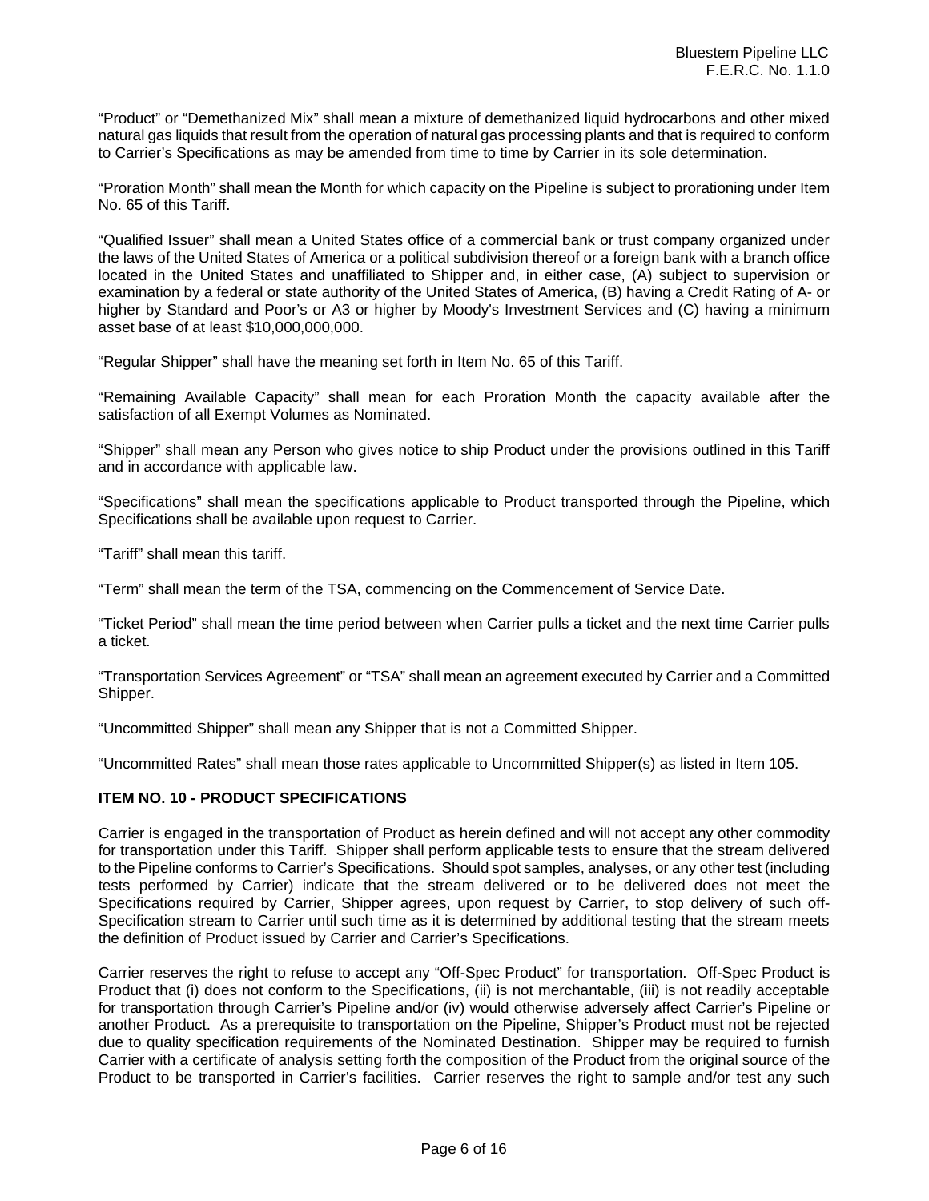"Product" or "Demethanized Mix" shall mean a mixture of demethanized liquid hydrocarbons and other mixed natural gas liquids that result from the operation of natural gas processing plants and that is required to conform to Carrier's Specifications as may be amended from time to time by Carrier in its sole determination.

"Proration Month" shall mean the Month for which capacity on the Pipeline is subject to prorationing under Item No. 65 of this Tariff.

"Qualified Issuer" shall mean a United States office of a commercial bank or trust company organized under the laws of the United States of America or a political subdivision thereof or a foreign bank with a branch office located in the United States and unaffiliated to Shipper and, in either case, (A) subject to supervision or examination by a federal or state authority of the United States of America, (B) having a Credit Rating of A- or higher by Standard and Poor's or A3 or higher by Moody's Investment Services and (C) having a minimum asset base of at least $10,000,000,000.

"Regular Shipper" shall have the meaning set forth in Item No. 65 of this Tariff.

"Remaining Available Capacity" shall mean for each Proration Month the capacity available after the satisfaction of all Exempt Volumes as Nominated.

"Shipper" shall mean any Person who gives notice to ship Product under the provisions outlined in this Tariff and in accordance with applicable law.

"Specifications" shall mean the specifications applicable to Product transported through the Pipeline, which Specifications shall be available upon request to Carrier.

"Tariff" shall mean this tariff.

"Term" shall mean the term of the TSA, commencing on the Commencement of Service Date.

"Ticket Period" shall mean the time period between when Carrier pulls a ticket and the next time Carrier pulls a ticket.

"Transportation Services Agreement" or "TSA" shall mean an agreement executed by Carrier and a Committed Shipper.

"Uncommitted Shipper" shall mean any Shipper that is not a Committed Shipper.

"Uncommitted Rates" shall mean those rates applicable to Uncommitted Shipper(s) as listed in Item 105.

### ITEM NO. 10 - PRODUCT SPECIFICATIONS

Carrier is engaged in the transportation of Product as herein defined and will not accept any other commodity for transportation under this Tariff. Shipper shall perform applicable tests to ensure that the stream delivered to the Pipeline conforms to Carrier's Specifications. Should spot samples, analyses, or any other test (including tests performed by Carrier) indicate that the stream delivered or to be delivered does not meet the Specifications required by Carrier, Shipper agrees, upon request by Carrier, to stop delivery of such off-Specification stream to Carrier until such time as it is determined by additional testing that the stream meets the definition of Product issued by Carrier and Carrier's Specifications.

Carrier reserves the right to refuse to accept any "Off-Spec Product" for transportation. Off-Spec Product is Product that (i) does not conform to the Specifications, (ii) is not merchantable, (iii) is not readily acceptable for transportation through Carrier's Pipeline and/or (iv) would otherwise adversely affect Carrier's Pipeline or another Product. As a prerequisite to transportation on the Pipeline, Shipper's Product must not be rejected due to quality specification requirements of the Nominated Destination. Shipper may be required to furnish Carrier with a certificate of analysis setting forth the composition of the Product from the original source of the Product to be transported in Carrier's facilities. Carrier reserves the right to sample and/or test any such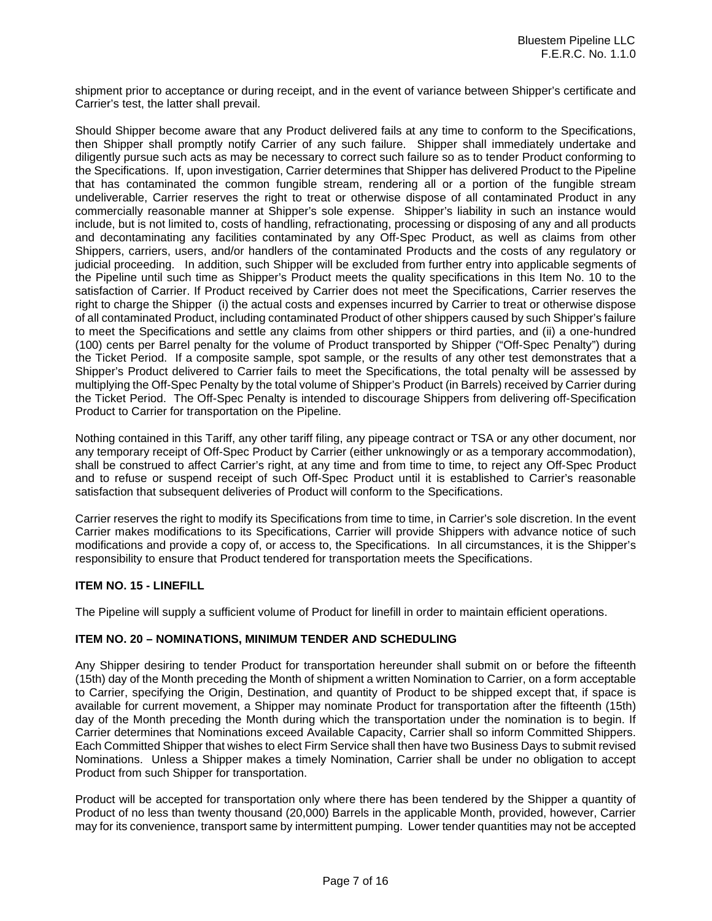shipment prior to acceptance or during receipt, and in the event of variance between Shipper's certificate and Carrier's test, the latter shall prevail.

Should Shipper become aware that any Product delivered fails at any time to conform to the Specifications, then Shipper shall promptly notify Carrier of any such failure. Shipper shall immediately undertake and diligently pursue such acts as may be necessary to correct such failure so as to tender Product conforming to the Specifications. If, upon investigation, Carrier determines that Shipper has delivered Product to the Pipeline that has contaminated the common fungible stream, rendering all or a portion of the fungible stream undeliverable, Carrier reserves the right to treat or otherwise dispose of all contaminated Product in any commercially reasonable manner at Shipper's sole expense. Shipper's liability in such an instance would include, but is not limited to, costs of handling, refractionating, processing or disposing of any and all products and decontaminating any facilities contaminated by any Off-Spec Product, as well as claims from other Shippers, carriers, users, and/or handlers of the contaminated Products and the costs of any regulatory or judicial proceeding. In addition, such Shipper will be excluded from further entry into applicable segments of the Pipeline until such time as Shipper's Product meets the quality specifications in this Item No. 10 to the satisfaction of Carrier. If Product received by Carrier does not meet the Specifications, Carrier reserves the right to charge the Shipper (i) the actual costs and expenses incurred by Carrier to treat or otherwise dispose of all contaminated Product, including contaminated Product of other shippers caused by such Shipper's failure to meet the Specifications and settle any claims from other shippers or third parties, and (ii) a one-hundred (100) cents per Barrel penalty for the volume of Product transported by Shipper ("Off-Spec Penalty") during the Ticket Period. If a composite sample, spot sample, or the results of any other test demonstrates that a Shipper's Product delivered to Carrier fails to meet the Specifications, the total penalty will be assessed by multiplying the Off-Spec Penalty by the total volume of Shipper's Product (in Barrels) received by Carrier during the Ticket Period. The Off-Spec Penalty is intended to discourage Shippers from delivering off-Specification Product to Carrier for transportation on the Pipeline.

Nothing contained in this Tariff, any other tariff filing, any pipeage contract or TSA or any other document, nor any temporary receipt of Off-Spec Product by Carrier (either unknowingly or as a temporary accommodation), shall be construed to affect Carrier's right, at any time and from time to time, to reject any Off-Spec Product and to refuse or suspend receipt of such Off-Spec Product until it is established to Carrier's reasonable satisfaction that subsequent deliveries of Product will conform to the Specifications.

Carrier reserves the right to modify its Specifications from time to time, in Carrier's sole discretion. In the event Carrier makes modifications to its Specifications, Carrier will provide Shippers with advance notice of such modifications and provide a copy of, or access to, the Specifications. In all circumstances, it is the Shipper's responsibility to ensure that Product tendered for transportation meets the Specifications.

**ITEM NO. 15 - LINEFILL**

The Pipeline will supply a sufficient volume of Product for linefill in order to maintain efficient operations.

**ITEM NO. 20 – NOMINATIONS, MINIMUM TENDER AND SCHEDULING**

Any Shipper desiring to tender Product for transportation hereunder shall submit on or before the fifteenth (15th) day of the Month preceding the Month of shipment a written Nomination to Carrier, on a form acceptable to Carrier, specifying the Origin, Destination, and quantity of Product to be shipped except that, if space is available for current movement, a Shipper may nominate Product for transportation after the fifteenth (15th) day of the Month preceding the Month during which the transportation under the nomination is to begin. If Carrier determines that Nominations exceed Available Capacity, Carrier shall so inform Committed Shippers. Each Committed Shipper that wishes to elect Firm Service shall then have two Business Days to submit revised Nominations. Unless a Shipper makes a timely Nomination, Carrier shall be under no obligation to accept Product from such Shipper for transportation.

Product will be accepted for transportation only where there has been tendered by the Shipper a quantity of Product of no less than twenty thousand (20,000) Barrels in the applicable Month, provided, however, Carrier may for its convenience, transport same by intermittent pumping. Lower tender quantities may not be accepted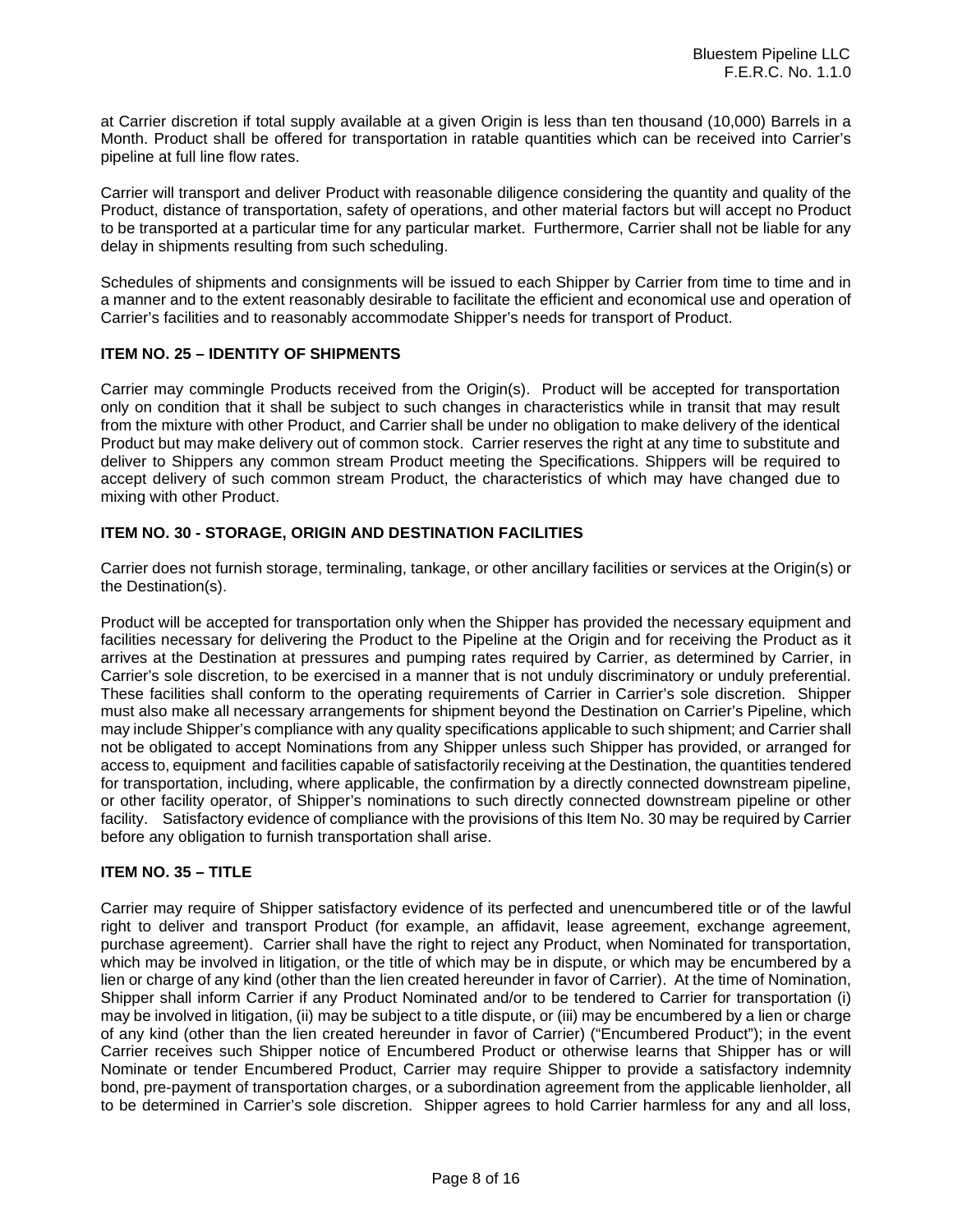at Carrier discretion if total supply available at a given Origin is less than ten thousand (10,000) Barrels in a Month. Product shall be offered for transportation in ratable quantities which can be received into Carrier's pipeline at full line flow rates.

Carrier will transport and deliver Product with reasonable diligence considering the quantity and quality of the Product, distance of transportation, safety of operations, and other material factors but will accept no Product to be transported at a particular time for any particular market. Furthermore, Carrier shall not be liable for any delay in shipments resulting from such scheduling.

Schedules of shipments and consignments will be issued to each Shipper by Carrier from time to time and in a manner and to the extent reasonably desirable to facilitate the efficient and economical use and operation of Carrier's facilities and to reasonably accommodate Shipper's needs for transport of Product.

**ITEM NO. 25 – IDENTITY OF SHIPMENTS**

Carrier may commingle Products received from the Origin(s). Product will be accepted for transportation only on condition that it shall be subject to such changes in characteristics while in transit that may result from the mixture with other Product, and Carrier shall be under no obligation to make delivery of the identical Product but may make delivery out of common stock. Carrier reserves the right at any time to substitute and deliver to Shippers any common stream Product meeting the Specifications. Shippers will be required to accept delivery of such common stream Product, the characteristics of which may have changed due to mixing with other Product.

**ITEM NO. 30 - STORAGE, ORIGIN AND DESTINATION FACILITIES**

Carrier does not furnish storage, terminaling, tankage, or other ancillary facilities or services at the Origin(s) or the Destination(s).

Product will be accepted for transportation only when the Shipper has provided the necessary equipment and facilities necessary for delivering the Product to the Pipeline at the Origin and for receiving the Product as it arrives at the Destination at pressures and pumping rates required by Carrier, as determined by Carrier, in Carrier's sole discretion, to be exercised in a manner that is not unduly discriminatory or unduly preferential. These facilities shall conform to the operating requirements of Carrier in Carrier's sole discretion. Shipper must also make all necessary arrangements for shipment beyond the Destination on Carrier's Pipeline, which may include Shipper's compliance with any quality specifications applicable to such shipment; and Carrier shall not be obligated to accept Nominations from any Shipper unless such Shipper has provided, or arranged for access to, equipment and facilities capable of satisfactorily receiving at the Destination, the quantities tendered for transportation, including, where applicable, the confirmation by a directly connected downstream pipeline, or other facility operator, of Shipper's nominations to such directly connected downstream pipeline or other facility. Satisfactory evidence of compliance with the provisions of this Item No. 30 may be required by Carrier before any obligation to furnish transportation shall arise.

**ITEM NO. 35 – TITLE**

Carrier may require of Shipper satisfactory evidence of its perfected and unencumbered title or of the lawful right to deliver and transport Product (for example, an affidavit, lease agreement, exchange agreement, purchase agreement). Carrier shall have the right to reject any Product, when Nominated for transportation, which may be involved in litigation, or the title of which may be in dispute, or which may be encumbered by a lien or charge of any kind (other than the lien created hereunder in favor of Carrier). At the time of Nomination, Shipper shall inform Carrier if any Product Nominated and/or to be tendered to Carrier for transportation (i) may be involved in litigation, (ii) may be subject to a title dispute, or (iii) may be encumbered by a lien or charge of any kind (other than the lien created hereunder in favor of Carrier) ("Encumbered Product"); in the event Carrier receives such Shipper notice of Encumbered Product or otherwise learns that Shipper has or will Nominate or tender Encumbered Product, Carrier may require Shipper to provide a satisfactory indemnity bond, pre-payment of transportation charges, or a subordination agreement from the applicable lienholder, all to be determined in Carrier's sole discretion. Shipper agrees to hold Carrier harmless for any and all loss,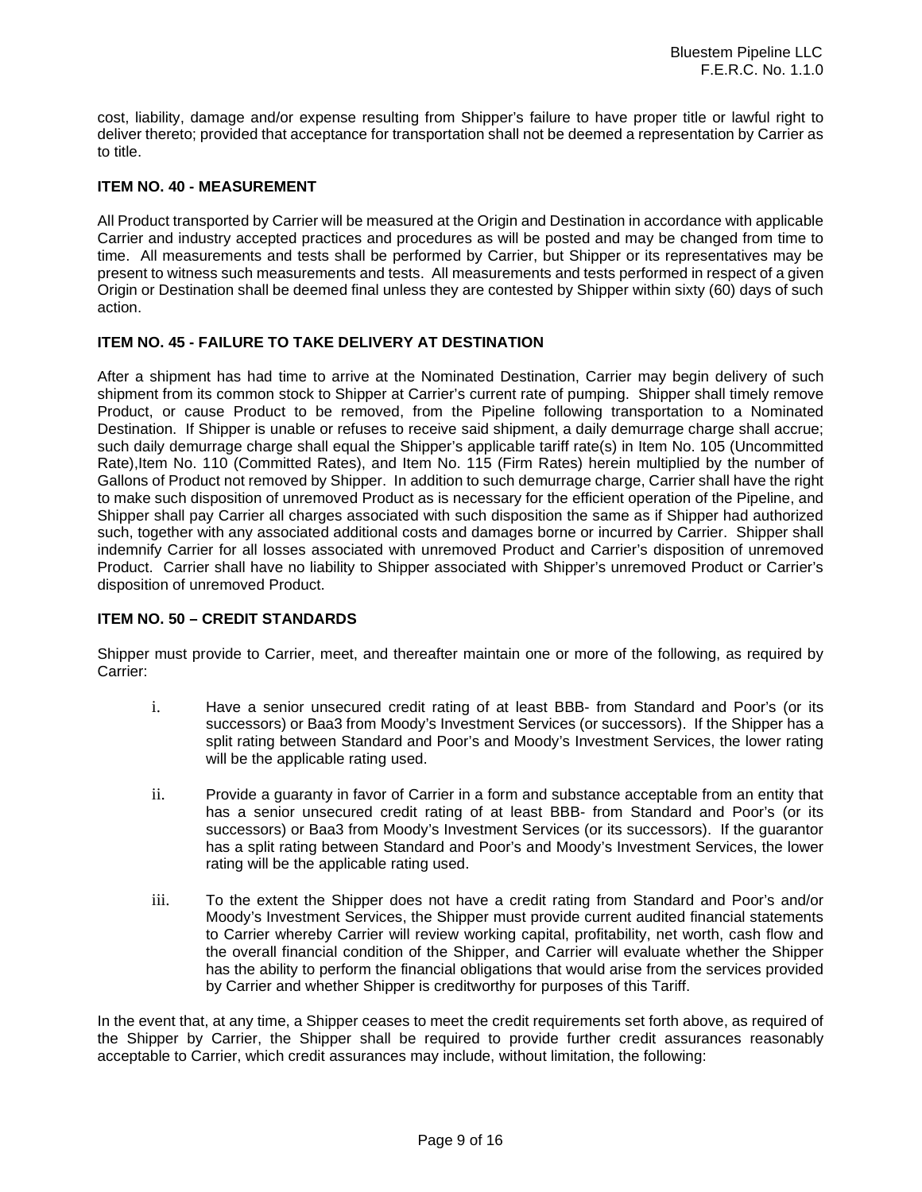cost, liability, damage and/or expense resulting from Shipper's failure to have proper title or lawful right to deliver thereto; provided that acceptance for transportation shall not be deemed a representation by Carrier as to title.

### ITEM NO. 40 - MEASUREMENT

All Product transported by Carrier will be measured at the Origin and Destination in accordance with applicable Carrier and industry accepted practices and procedures as will be posted and may be changed from time to time. All measurements and tests shall be performed by Carrier, but Shipper or its representatives may be present to witness such measurements and tests. All measurements and tests performed in respect of a given Origin or Destination shall be deemed final unless they are contested by Shipper within sixty (60) days of such action.

### ITEM NO. 45 - FAILURE TO TAKE DELIVERY AT DESTINATION

After a shipment has had time to arrive at the Nominated Destination, Carrier may begin delivery of such shipment from its common stock to Shipper at Carrier's current rate of pumping. Shipper shall timely remove Product, or cause Product to be removed, from the Pipeline following transportation to a Nominated Destination. If Shipper is unable or refuses to receive said shipment, a daily demurrage charge shall accrue; such daily demurrage charge shall equal the Shipper's applicable tariff rate(s) in Item No. 105 (Uncommitted Rate),Item No. 110 (Committed Rates), and Item No. 115 (Firm Rates) herein multiplied by the number of Gallons of Product not removed by Shipper. In addition to such demurrage charge, Carrier shall have the right to make such disposition of unremoved Product as is necessary for the efficient operation of the Pipeline, and Shipper shall pay Carrier all charges associated with such disposition the same as if Shipper had authorized such, together with any associated additional costs and damages borne or incurred by Carrier. Shipper shall indemnify Carrier for all losses associated with unremoved Product and Carrier's disposition of unremoved Product. Carrier shall have no liability to Shipper associated with Shipper's unremoved Product or Carrier's disposition of unremoved Product.

### ITEM NO. 50 – CREDIT STANDARDS

Shipper must provide to Carrier, meet, and thereafter maintain one or more of the following, as required by Carrier:

i. Have a senior unsecured credit rating of at least BBB- from Standard and Poor's (or its successors) or Baa3 from Moody's Investment Services (or successors). If the Shipper has a split rating between Standard and Poor's and Moody's Investment Services, the lower rating will be the applicable rating used.

ii. Provide a guaranty in favor of Carrier in a form and substance acceptable from an entity that has a senior unsecured credit rating of at least BBB- from Standard and Poor's (or its successors) or Baa3 from Moody's Investment Services (or its successors). If the guarantor has a split rating between Standard and Poor's and Moody's Investment Services, the lower rating will be the applicable rating used.

iii. To the extent the Shipper does not have a credit rating from Standard and Poor's and/or Moody's Investment Services, the Shipper must provide current audited financial statements to Carrier whereby Carrier will review working capital, profitability, net worth, cash flow and the overall financial condition of the Shipper, and Carrier will evaluate whether the Shipper has the ability to perform the financial obligations that would arise from the services provided by Carrier and whether Shipper is creditworthy for purposes of this Tariff.

In the event that, at any time, a Shipper ceases to meet the credit requirements set forth above, as required of the Shipper by Carrier, the Shipper shall be required to provide further credit assurances reasonably acceptable to Carrier, which credit assurances may include, without limitation, the following: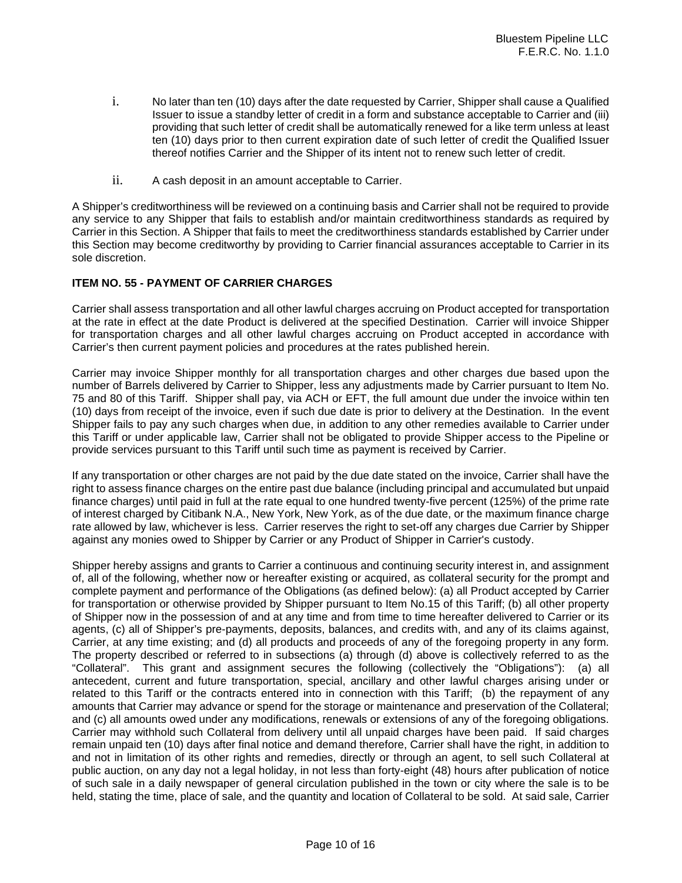i. No later than ten (10) days after the date requested by Carrier, Shipper shall cause a Qualified Issuer to issue a standby letter of credit in a form and substance acceptable to Carrier and (iii) providing that such letter of credit shall be automatically renewed for a like term unless at least ten (10) days prior to then current expiration date of such letter of credit the Qualified Issuer thereof notifies Carrier and the Shipper of its intent not to renew such letter of credit.

ii. A cash deposit in an amount acceptable to Carrier.

A Shipper's creditworthiness will be reviewed on a continuing basis and Carrier shall not be required to provide any service to any Shipper that fails to establish and/or maintain creditworthiness standards as required by Carrier in this Section. A Shipper that fails to meet the creditworthiness standards established by Carrier under this Section may become creditworthy by providing to Carrier financial assurances acceptable to Carrier in its sole discretion.

**ITEM NO. 55 - PAYMENT OF CARRIER CHARGES**

Carrier shall assess transportation and all other lawful charges accruing on Product accepted for transportation at the rate in effect at the date Product is delivered at the specified Destination. Carrier will invoice Shipper for transportation charges and all other lawful charges accruing on Product accepted in accordance with Carrier's then current payment policies and procedures at the rates published herein.

Carrier may invoice Shipper monthly for all transportation charges and other charges due based upon the number of Barrels delivered by Carrier to Shipper, less any adjustments made by Carrier pursuant to Item No. 75 and 80 of this Tariff. Shipper shall pay, via ACH or EFT, the full amount due under the invoice within ten (10) days from receipt of the invoice, even if such due date is prior to delivery at the Destination. In the event Shipper fails to pay any such charges when due, in addition to any other remedies available to Carrier under this Tariff or under applicable law, Carrier shall not be obligated to provide Shipper access to the Pipeline or provide services pursuant to this Tariff until such time as payment is received by Carrier.

If any transportation or other charges are not paid by the due date stated on the invoice, Carrier shall have the right to assess finance charges on the entire past due balance (including principal and accumulated but unpaid finance charges) until paid in full at the rate equal to one hundred twenty-five percent (125%) of the prime rate of interest charged by Citibank N.A., New York, New York, as of the due date, or the maximum finance charge rate allowed by law, whichever is less. Carrier reserves the right to set-off any charges due Carrier by Shipper against any monies owed to Shipper by Carrier or any Product of Shipper in Carrier's custody.

Shipper hereby assigns and grants to Carrier a continuous and continuing security interest in, and assignment of, all of the following, whether now or hereafter existing or acquired, as collateral security for the prompt and complete payment and performance of the Obligations (as defined below): (a) all Product accepted by Carrier for transportation or otherwise provided by Shipper pursuant to Item No.15 of this Tariff; (b) all other property of Shipper now in the possession of and at any time and from time to time hereafter delivered to Carrier or its agents, (c) all of Shipper's pre-payments, deposits, balances, and credits with, and any of its claims against, Carrier, at any time existing; and (d) all products and proceeds of any of the foregoing property in any form. The property described or referred to in subsections (a) through (d) above is collectively referred to as the "Collateral". This grant and assignment secures the following (collectively the "Obligations"): (a) all antecedent, current and future transportation, special, ancillary and other lawful charges arising under or related to this Tariff or the contracts entered into in connection with this Tariff; (b) the repayment of any amounts that Carrier may advance or spend for the storage or maintenance and preservation of the Collateral; and (c) all amounts owed under any modifications, renewals or extensions of any of the foregoing obligations. Carrier may withhold such Collateral from delivery until all unpaid charges have been paid. If said charges remain unpaid ten (10) days after final notice and demand therefore, Carrier shall have the right, in addition to and not in limitation of its other rights and remedies, directly or through an agent, to sell such Collateral at public auction, on any day not a legal holiday, in not less than forty-eight (48) hours after publication of notice of such sale in a daily newspaper of general circulation published in the town or city where the sale is to be held, stating the time, place of sale, and the quantity and location of Collateral to be sold. At said sale, Carrier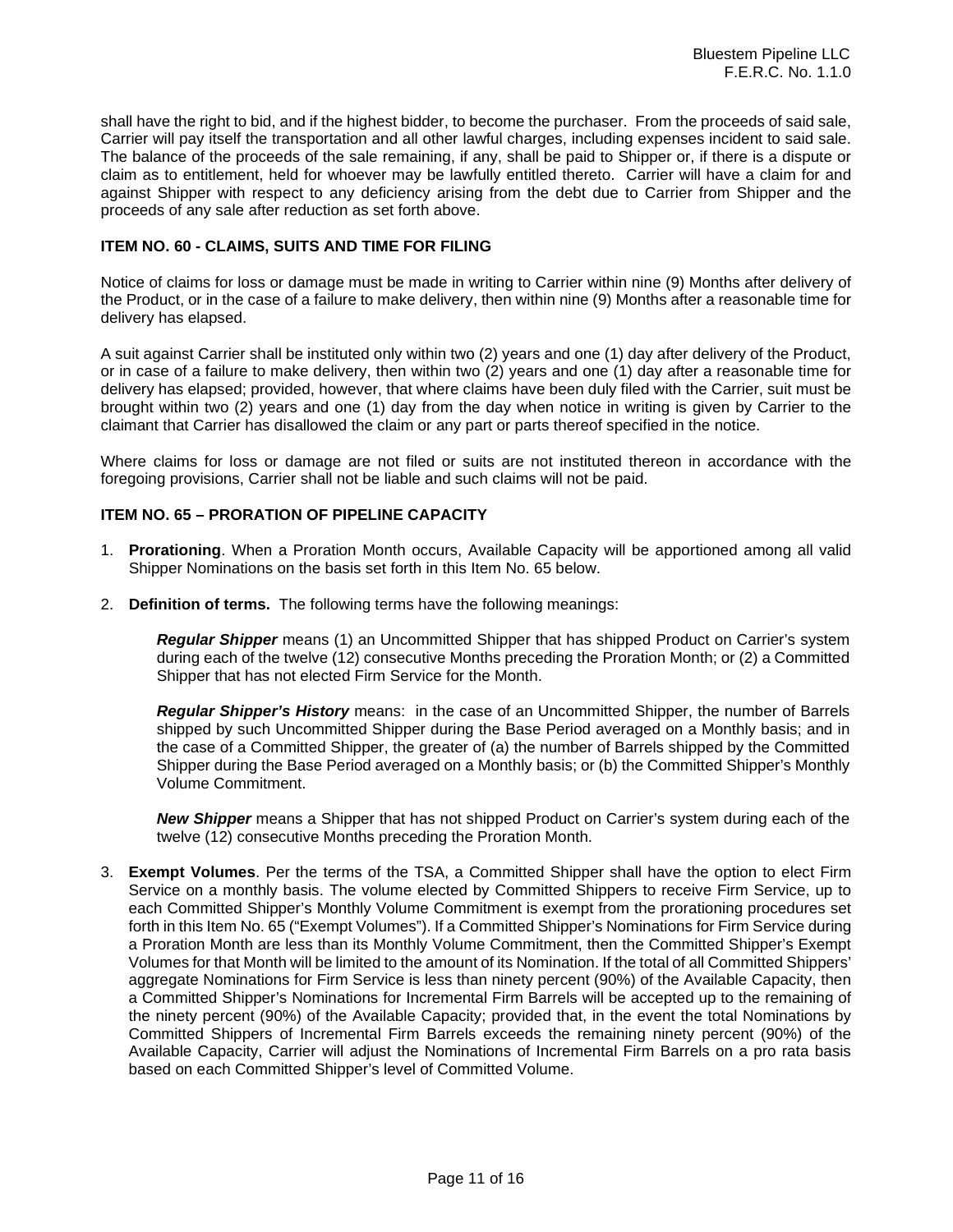shall have the right to bid, and if the highest bidder, to become the purchaser. From the proceeds of said sale, Carrier will pay itself the transportation and all other lawful charges, including expenses incident to said sale. The balance of the proceeds of the sale remaining, if any, shall be paid to Shipper or, if there is a dispute or claim as to entitlement, held for whoever may be lawfully entitled thereto. Carrier will have a claim for and against Shipper with respect to any deficiency arising from the debt due to Carrier from Shipper and the proceeds of any sale after reduction as set forth above.

### ITEM NO. 60 - CLAIMS, SUITS AND TIME FOR FILING

Notice of claims for loss or damage must be made in writing to Carrier within nine (9) Months after delivery of the Product, or in the case of a failure to make delivery, then within nine (9) Months after a reasonable time for delivery has elapsed.

A suit against Carrier shall be instituted only within two (2) years and one (1) day after delivery of the Product, or in case of a failure to make delivery, then within two (2) years and one (1) day after a reasonable time for delivery has elapsed; provided, however, that where claims have been duly filed with the Carrier, suit must be brought within two (2) years and one (1) day from the day when notice in writing is given by Carrier to the claimant that Carrier has disallowed the claim or any part or parts thereof specified in the notice.

Where claims for loss or damage are not filed or suits are not instituted thereon in accordance with the foregoing provisions, Carrier shall not be liable and such claims will not be paid.

### ITEM NO. 65 – PRORATION OF PIPELINE CAPACITY

1. **Prorationing**. When a Proration Month occurs, Available Capacity will be apportioned among all valid Shipper Nominations on the basis set forth in this Item No. 65 below.

2. **Definition of terms.** The following terms have the following meanings:

   ***Regular Shipper*** means (1) an Uncommitted Shipper that has shipped Product on Carrier's system during each of the twelve (12) consecutive Months preceding the Proration Month; or (2) a Committed Shipper that has not elected Firm Service for the Month.

   ***Regular Shipper's History*** means: in the case of an Uncommitted Shipper, the number of Barrels shipped by such Uncommitted Shipper during the Base Period averaged on a Monthly basis; and in the case of a Committed Shipper, the greater of (a) the number of Barrels shipped by the Committed Shipper during the Base Period averaged on a Monthly basis; or (b) the Committed Shipper's Monthly Volume Commitment.

   ***New Shipper*** means a Shipper that has not shipped Product on Carrier's system during each of the twelve (12) consecutive Months preceding the Proration Month.

3. **Exempt Volumes**. Per the terms of the TSA, a Committed Shipper shall have the option to elect Firm Service on a monthly basis. The volume elected by Committed Shippers to receive Firm Service, up to each Committed Shipper's Monthly Volume Commitment is exempt from the prorationing procedures set forth in this Item No. 65 ("Exempt Volumes"). If a Committed Shipper's Nominations for Firm Service during a Proration Month are less than its Monthly Volume Commitment, then the Committed Shipper's Exempt Volumes for that Month will be limited to the amount of its Nomination. If the total of all Committed Shippers' aggregate Nominations for Firm Service is less than ninety percent (90%) of the Available Capacity, then a Committed Shipper's Nominations for Incremental Firm Barrels will be accepted up to the remaining of the ninety percent (90%) of the Available Capacity; provided that, in the event the total Nominations by Committed Shippers of Incremental Firm Barrels exceeds the remaining ninety percent (90%) of the Available Capacity, Carrier will adjust the Nominations of Incremental Firm Barrels on a pro rata basis based on each Committed Shipper's level of Committed Volume.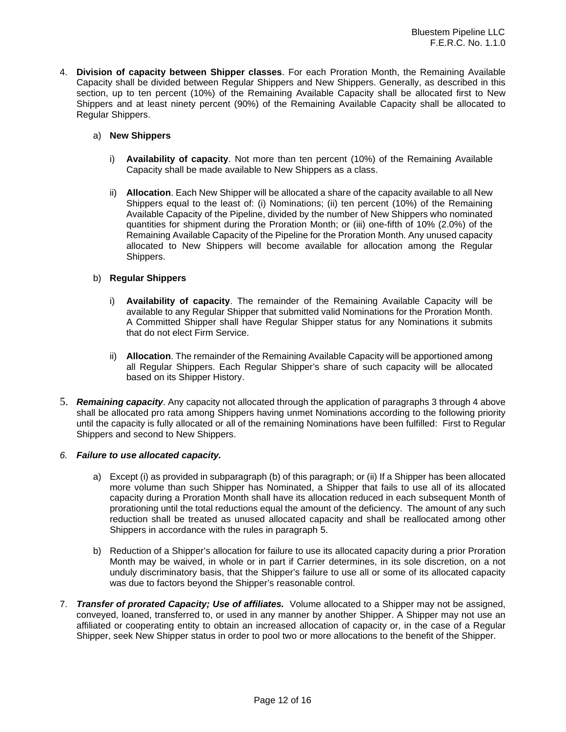4. **Division of capacity between Shipper classes**. For each Proration Month, the Remaining Available Capacity shall be divided between Regular Shippers and New Shippers. Generally, as described in this section, up to ten percent (10%) of the Remaining Available Capacity shall be allocated first to New Shippers and at least ninety percent (90%) of the Remaining Available Capacity shall be allocated to Regular Shippers.

   a) **New Shippers**

      i) **Availability of capacity**. Not more than ten percent (10%) of the Remaining Available Capacity shall be made available to New Shippers as a class.

      ii) **Allocation**. Each New Shipper will be allocated a share of the capacity available to all New Shippers equal to the least of: (i) Nominations; (ii) ten percent (10%) of the Remaining Available Capacity of the Pipeline, divided by the number of New Shippers who nominated quantities for shipment during the Proration Month; or (iii) one-fifth of 10% (2.0%) of the Remaining Available Capacity of the Pipeline for the Proration Month. Any unused capacity allocated to New Shippers will become available for allocation among the Regular Shippers.

   b) **Regular Shippers**

      i) **Availability of capacity**. The remainder of the Remaining Available Capacity will be available to any Regular Shipper that submitted valid Nominations for the Proration Month. A Committed Shipper shall have Regular Shipper status for any Nominations it submits that do not elect Firm Service.

      ii) **Allocation**. The remainder of the Remaining Available Capacity will be apportioned among all Regular Shippers. Each Regular Shipper's share of such capacity will be allocated based on its Shipper History.

5. ***Remaining capacity***. Any capacity not allocated through the application of paragraphs 3 through 4 above shall be allocated pro rata among Shippers having unmet Nominations according to the following priority until the capacity is fully allocated or all of the remaining Nominations have been fulfilled: First to Regular Shippers and second to New Shippers.

6. ***Failure to use allocated capacity.***

   a) Except (i) as provided in subparagraph (b) of this paragraph; or (ii) If a Shipper has been allocated more volume than such Shipper has Nominated, a Shipper that fails to use all of its allocated capacity during a Proration Month shall have its allocation reduced in each subsequent Month of prorationing until the total reductions equal the amount of the deficiency. The amount of any such reduction shall be treated as unused allocated capacity and shall be reallocated among other Shippers in accordance with the rules in paragraph 5.

   b) Reduction of a Shipper's allocation for failure to use its allocated capacity during a prior Proration Month may be waived, in whole or in part if Carrier determines, in its sole discretion, on a not unduly discriminatory basis, that the Shipper's failure to use all or some of its allocated capacity was due to factors beyond the Shipper's reasonable control.

7. ***Transfer of prorated Capacity; Use of affiliates.*** Volume allocated to a Shipper may not be assigned, conveyed, loaned, transferred to, or used in any manner by another Shipper. A Shipper may not use an affiliated or cooperating entity to obtain an increased allocation of capacity or, in the case of a Regular Shipper, seek New Shipper status in order to pool two or more allocations to the benefit of the Shipper.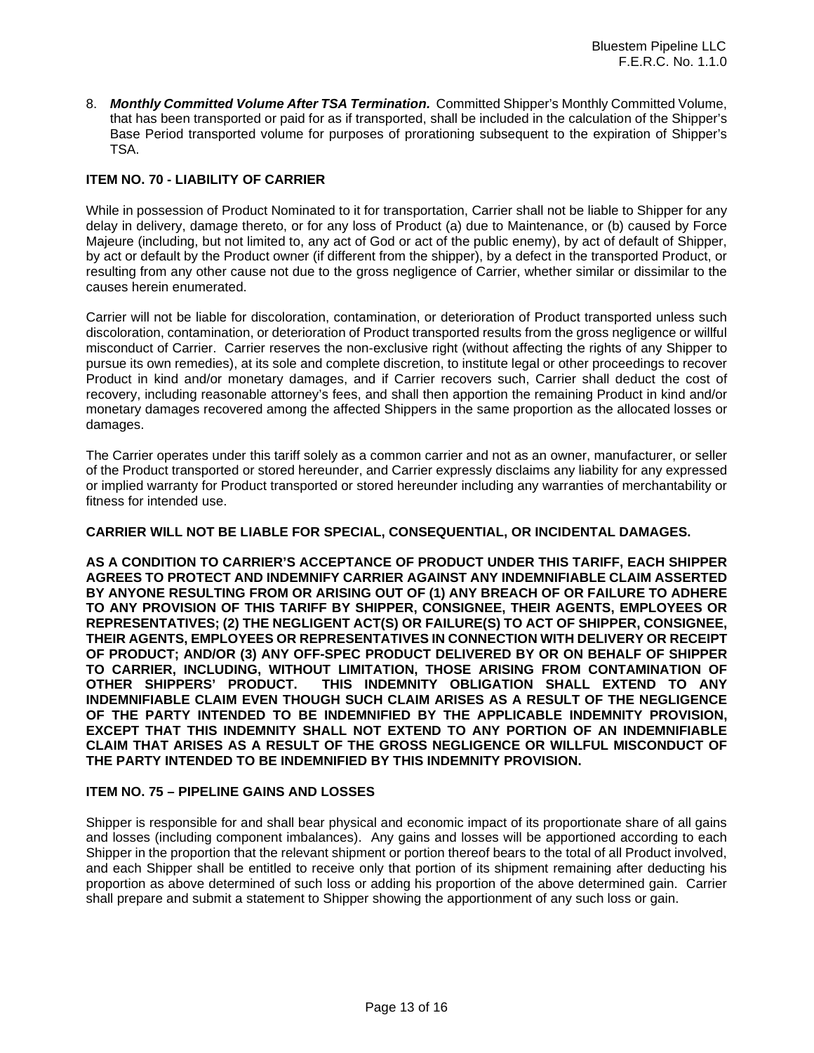8. ***Monthly Committed Volume After TSA Termination.*** Committed Shipper's Monthly Committed Volume, that has been transported or paid for as if transported, shall be included in the calculation of the Shipper's Base Period transported volume for purposes of prorationing subsequent to the expiration of Shipper's TSA.

## ITEM NO. 70 - LIABILITY OF CARRIER

While in possession of Product Nominated to it for transportation, Carrier shall not be liable to Shipper for any delay in delivery, damage thereto, or for any loss of Product (a) due to Maintenance, or (b) caused by Force Majeure (including, but not limited to, any act of God or act of the public enemy), by act of default of Shipper, by act or default by the Product owner (if different from the shipper), by a defect in the transported Product, or resulting from any other cause not due to the gross negligence of Carrier, whether similar or dissimilar to the causes herein enumerated.

Carrier will not be liable for discoloration, contamination, or deterioration of Product transported unless such discoloration, contamination, or deterioration of Product transported results from the gross negligence or willful misconduct of Carrier. Carrier reserves the non-exclusive right (without affecting the rights of any Shipper to pursue its own remedies), at its sole and complete discretion, to institute legal or other proceedings to recover Product in kind and/or monetary damages, and if Carrier recovers such, Carrier shall deduct the cost of recovery, including reasonable attorney's fees, and shall then apportion the remaining Product in kind and/or monetary damages recovered among the affected Shippers in the same proportion as the allocated losses or damages.

The Carrier operates under this tariff solely as a common carrier and not as an owner, manufacturer, or seller of the Product transported or stored hereunder, and Carrier expressly disclaims any liability for any expressed or implied warranty for Product transported or stored hereunder including any warranties of merchantability or fitness for intended use.

**CARRIER WILL NOT BE LIABLE FOR SPECIAL, CONSEQUENTIAL, OR INCIDENTAL DAMAGES.**

**AS A CONDITION TO CARRIER'S ACCEPTANCE OF PRODUCT UNDER THIS TARIFF, EACH SHIPPER AGREES TO PROTECT AND INDEMNIFY CARRIER AGAINST ANY INDEMNIFIABLE CLAIM ASSERTED BY ANYONE RESULTING FROM OR ARISING OUT OF (1) ANY BREACH OF OR FAILURE TO ADHERE TO ANY PROVISION OF THIS TARIFF BY SHIPPER, CONSIGNEE, THEIR AGENTS, EMPLOYEES OR REPRESENTATIVES; (2) THE NEGLIGENT ACT(S) OR FAILURE(S) TO ACT OF SHIPPER, CONSIGNEE, THEIR AGENTS, EMPLOYEES OR REPRESENTATIVES IN CONNECTION WITH DELIVERY OR RECEIPT OF PRODUCT; AND/OR (3) ANY OFF-SPEC PRODUCT DELIVERED BY OR ON BEHALF OF SHIPPER TO CARRIER, INCLUDING, WITHOUT LIMITATION, THOSE ARISING FROM CONTAMINATION OF OTHER SHIPPERS' PRODUCT. THIS INDEMNITY OBLIGATION SHALL EXTEND TO ANY INDEMNIFIABLE CLAIM EVEN THOUGH SUCH CLAIM ARISES AS A RESULT OF THE NEGLIGENCE OF THE PARTY INTENDED TO BE INDEMNIFIED BY THE APPLICABLE INDEMNITY PROVISION, EXCEPT THAT THIS INDEMNITY SHALL NOT EXTEND TO ANY PORTION OF AN INDEMNIFIABLE CLAIM THAT ARISES AS A RESULT OF THE GROSS NEGLIGENCE OR WILLFUL MISCONDUCT OF THE PARTY INTENDED TO BE INDEMNIFIED BY THIS INDEMNITY PROVISION.**

## ITEM NO. 75 – PIPELINE GAINS AND LOSSES

Shipper is responsible for and shall bear physical and economic impact of its proportionate share of all gains and losses (including component imbalances). Any gains and losses will be apportioned according to each Shipper in the proportion that the relevant shipment or portion thereof bears to the total of all Product involved, and each Shipper shall be entitled to receive only that portion of its shipment remaining after deducting his proportion as above determined of such loss or adding his proportion of the above determined gain. Carrier shall prepare and submit a statement to Shipper showing the apportionment of any such loss or gain.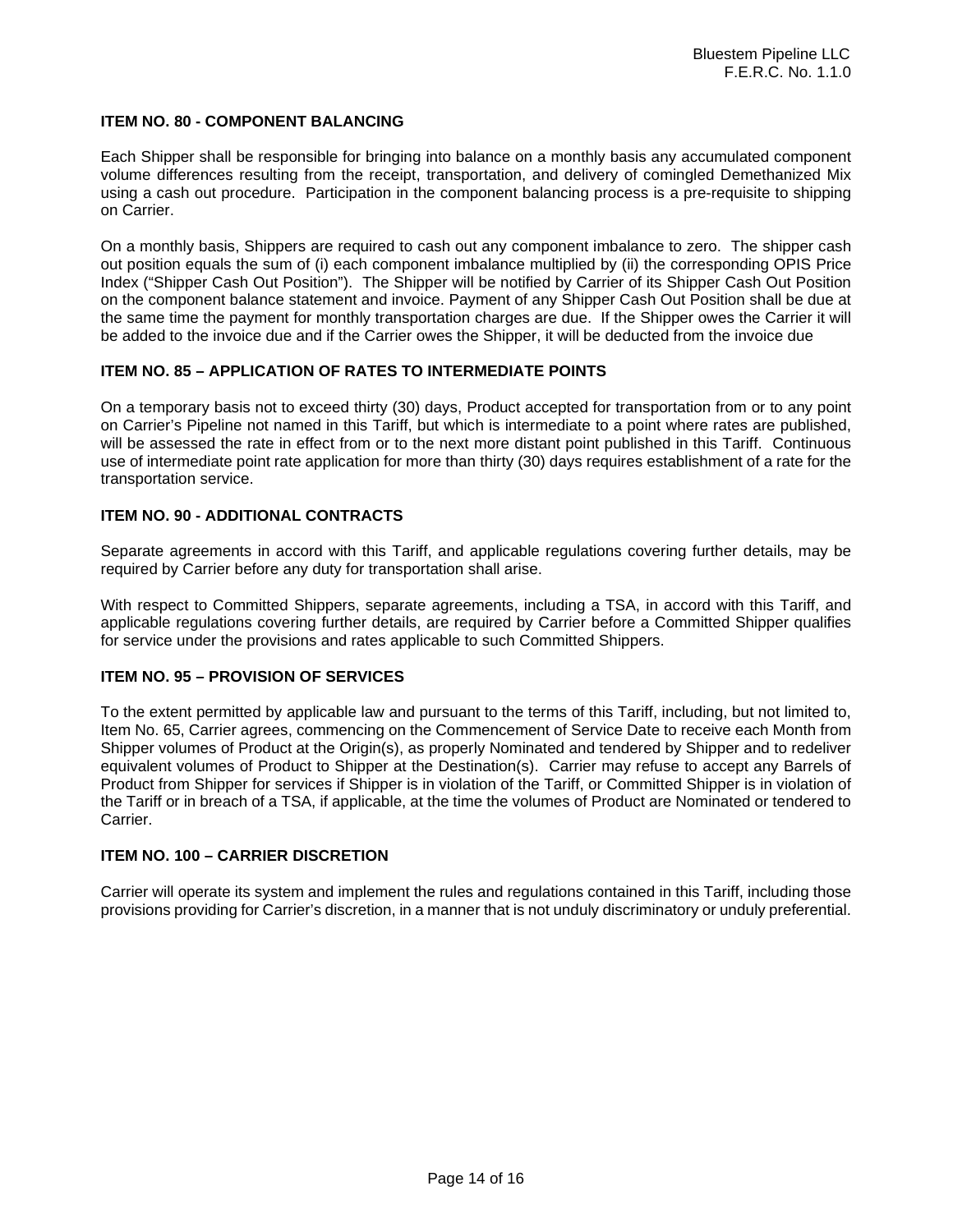### ITEM NO. 80 - COMPONENT BALANCING

Each Shipper shall be responsible for bringing into balance on a monthly basis any accumulated component volume differences resulting from the receipt, transportation, and delivery of comingled Demethanized Mix using a cash out procedure. Participation in the component balancing process is a pre-requisite to shipping on Carrier.

On a monthly basis, Shippers are required to cash out any component imbalance to zero. The shipper cash out position equals the sum of (i) each component imbalance multiplied by (ii) the corresponding OPIS Price Index ("Shipper Cash Out Position"). The Shipper will be notified by Carrier of its Shipper Cash Out Position on the component balance statement and invoice. Payment of any Shipper Cash Out Position shall be due at the same time the payment for monthly transportation charges are due. If the Shipper owes the Carrier it will be added to the invoice due and if the Carrier owes the Shipper, it will be deducted from the invoice due

### ITEM NO. 85 – APPLICATION OF RATES TO INTERMEDIATE POINTS

On a temporary basis not to exceed thirty (30) days, Product accepted for transportation from or to any point on Carrier's Pipeline not named in this Tariff, but which is intermediate to a point where rates are published, will be assessed the rate in effect from or to the next more distant point published in this Tariff. Continuous use of intermediate point rate application for more than thirty (30) days requires establishment of a rate for the transportation service.

### ITEM NO. 90 - ADDITIONAL CONTRACTS

Separate agreements in accord with this Tariff, and applicable regulations covering further details, may be required by Carrier before any duty for transportation shall arise.

With respect to Committed Shippers, separate agreements, including a TSA, in accord with this Tariff, and applicable regulations covering further details, are required by Carrier before a Committed Shipper qualifies for service under the provisions and rates applicable to such Committed Shippers.

### ITEM NO. 95 – PROVISION OF SERVICES

To the extent permitted by applicable law and pursuant to the terms of this Tariff, including, but not limited to, Item No. 65, Carrier agrees, commencing on the Commencement of Service Date to receive each Month from Shipper volumes of Product at the Origin(s), as properly Nominated and tendered by Shipper and to redeliver equivalent volumes of Product to Shipper at the Destination(s). Carrier may refuse to accept any Barrels of Product from Shipper for services if Shipper is in violation of the Tariff, or Committed Shipper is in violation of the Tariff or in breach of a TSA, if applicable, at the time the volumes of Product are Nominated or tendered to Carrier.

### ITEM NO. 100 – CARRIER DISCRETION

Carrier will operate its system and implement the rules and regulations contained in this Tariff, including those provisions providing for Carrier's discretion, in a manner that is not unduly discriminatory or unduly preferential.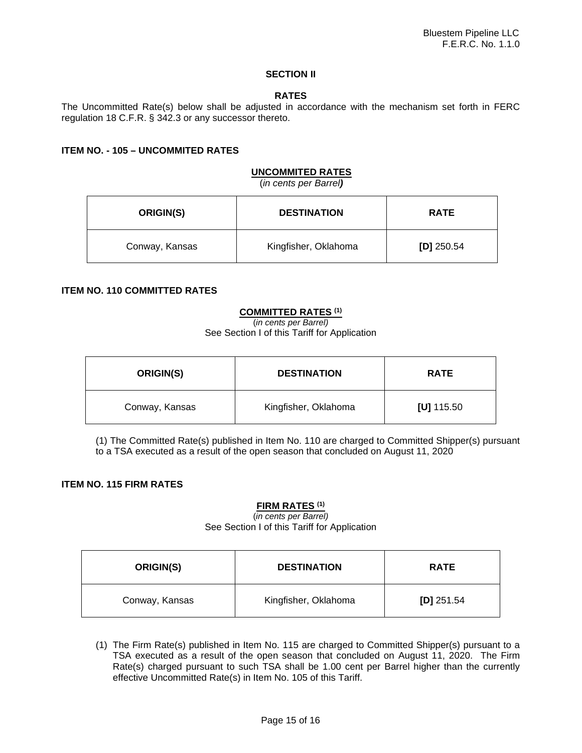## SECTION II

### RATES

The Uncommitted Rate(s) below shall be adjusted in accordance with the mechanism set forth in FERC regulation 18 C.F.R. § 342.3 or any successor thereto.

#### ITEM NO. - 105 – UNCOMMITED RATES

**UNCOMMITED RATES**
(*in cents per Barrel*)

| ORIGIN(S) | DESTINATION | RATE |
|---|---|---|
| Conway, Kansas | Kingfisher, Oklahoma | **[D]** 250.54 |

#### ITEM NO. 110 COMMITTED RATES

**COMMITTED RATES (1)**
(*in cents per Barrel)*
See Section I of this Tariff for Application

| ORIGIN(S) | DESTINATION | RATE |
|---|---|---|
| Conway, Kansas | Kingfisher, Oklahoma | **[U]** 115.50 |

(1) The Committed Rate(s) published in Item No. 110 are charged to Committed Shipper(s) pursuant to a TSA executed as a result of the open season that concluded on August 11, 2020

#### ITEM NO. 115 FIRM RATES

**FIRM RATES (1)**
(*in cents per Barrel)*
See Section I of this Tariff for Application

| ORIGIN(S) | DESTINATION | RATE |
|---|---|---|
| Conway, Kansas | Kingfisher, Oklahoma | **[D]** 251.54 |

(1) The Firm Rate(s) published in Item No. 115 are charged to Committed Shipper(s) pursuant to a TSA executed as a result of the open season that concluded on August 11, 2020. The Firm Rate(s) charged pursuant to such TSA shall be 1.00 cent per Barrel higher than the currently effective Uncommitted Rate(s) in Item No. 105 of this Tariff.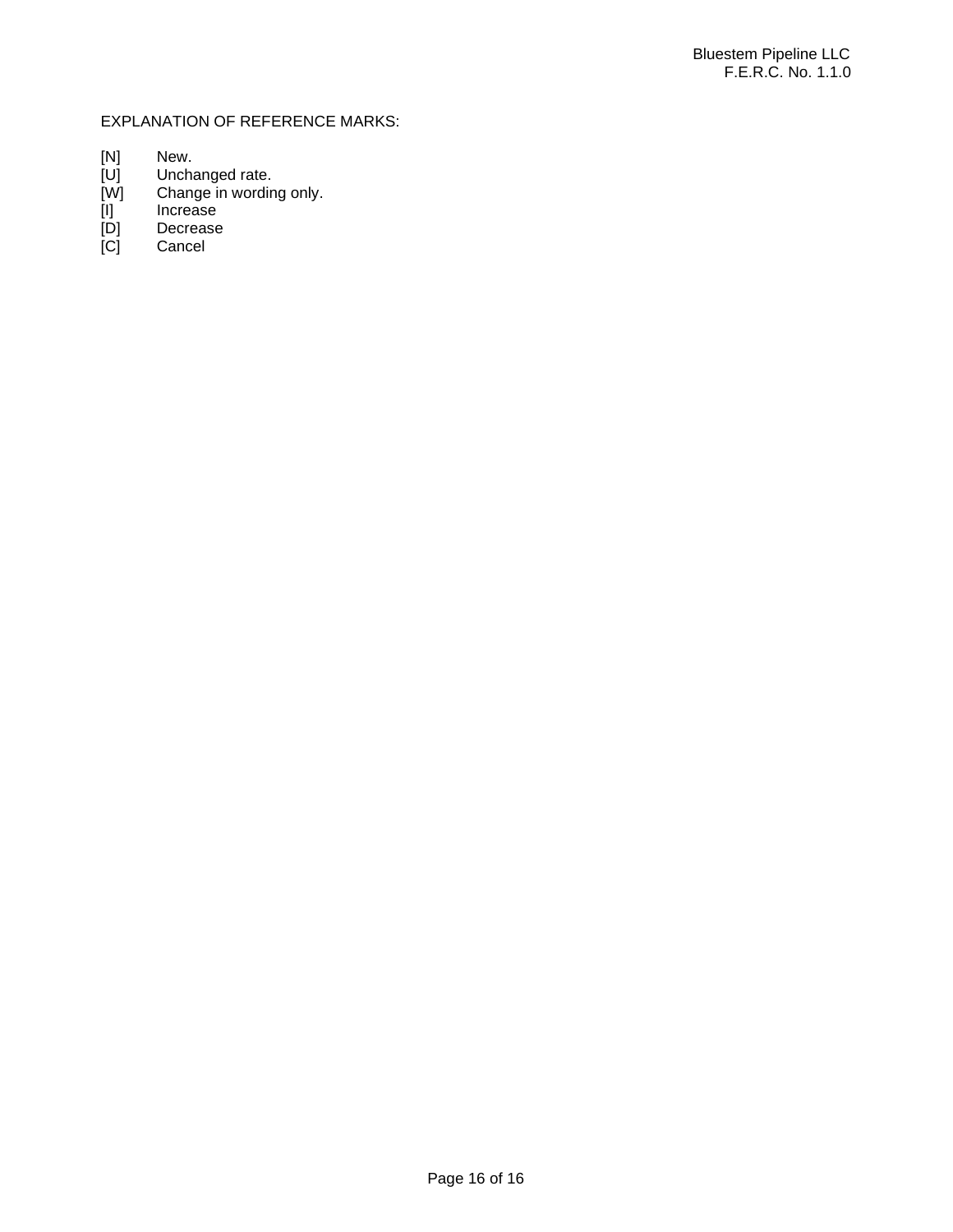EXPLANATION OF REFERENCE MARKS:

[N] New.
[U] Unchanged rate.
[W] Change in wording only.
[I] Increase
[D] Decrease
[C] Cancel